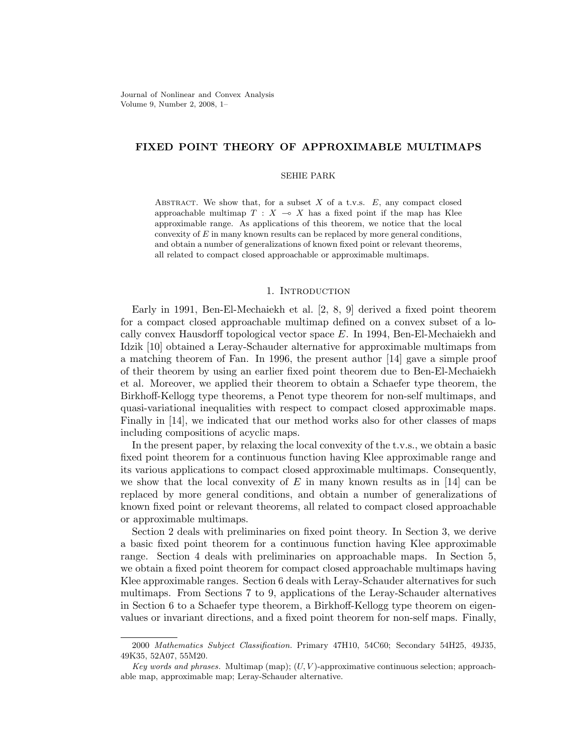# FIXED POINT THEORY OF APPROXIMABLE MULTIMAPS

SEHIE PARK

Abstract. We show that, for a subset $X$ of a t.v.s. $E$, any compact closed approachable multimap $T : X \multimap X$ has a fixed point if the map has Klee approximable range. As applications of this theorem, we notice that the local convexity of $E$ in many known results can be replaced by more general conditions, and obtain a number of generalizations of known fixed point or relevant theorems, all related to compact closed approachable or approximable multimaps.

## 1. Introduction

Early in 1991, Ben-El-Mechaiekh et al. [2, 8, 9] derived a fixed point theorem for a compact closed approachable multimap defined on a convex subset of a locally convex Hausdorff topological vector space $E$. In 1994, Ben-El-Mechaiekh and Idzik [10] obtained a Leray-Schauder alternative for approximable multimaps from a matching theorem of Fan. In 1996, the present author [14] gave a simple proof of their theorem by using an earlier fixed point theorem due to Ben-El-Mechaiekh et al. Moreover, we applied their theorem to obtain a Schaefer type theorem, the Birkhoff-Kellogg type theorems, a Penot type theorem for non-self multimaps, and quasi-variational inequalities with respect to compact closed approximable maps. Finally in [14], we indicated that our method works also for other classes of maps including compositions of acyclic maps.

In the present paper, by relaxing the local convexity of the t.v.s., we obtain a basic fixed point theorem for a continuous function having Klee approximable range and its various applications to compact closed approximable multimaps. Consequently, we show that the local convexity of $E$ in many known results as in [14] can be replaced by more general conditions, and obtain a number of generalizations of known fixed point or relevant theorems, all related to compact closed approachable or approximable multimaps.

Section 2 deals with preliminaries on fixed point theory. In Section 3, we derive a basic fixed point theorem for a continuous function having Klee approximable range. Section 4 deals with preliminaries on approachable maps. In Section 5, we obtain a fixed point theorem for compact closed approachable multimaps having Klee approximable ranges. Section 6 deals with Leray-Schauder alternatives for such multimaps. From Sections 7 to 9, applications of the Leray-Schauder alternatives in Section 6 to a Schaefer type theorem, a Birkhoff-Kellogg type theorem on eigenvalues or invariant directions, and a fixed point theorem for non-self maps. Finally,

---

2000 *Mathematics Subject Classification.* Primary 47H10, 54C60; Secondary 54H25, 49J35, 49K35, 52A07, 55M20.

*Key words and phrases.* Multimap (map); $(U, V)$-approximative continuous selection; approachable map, approximable map; Leray-Schauder alternative.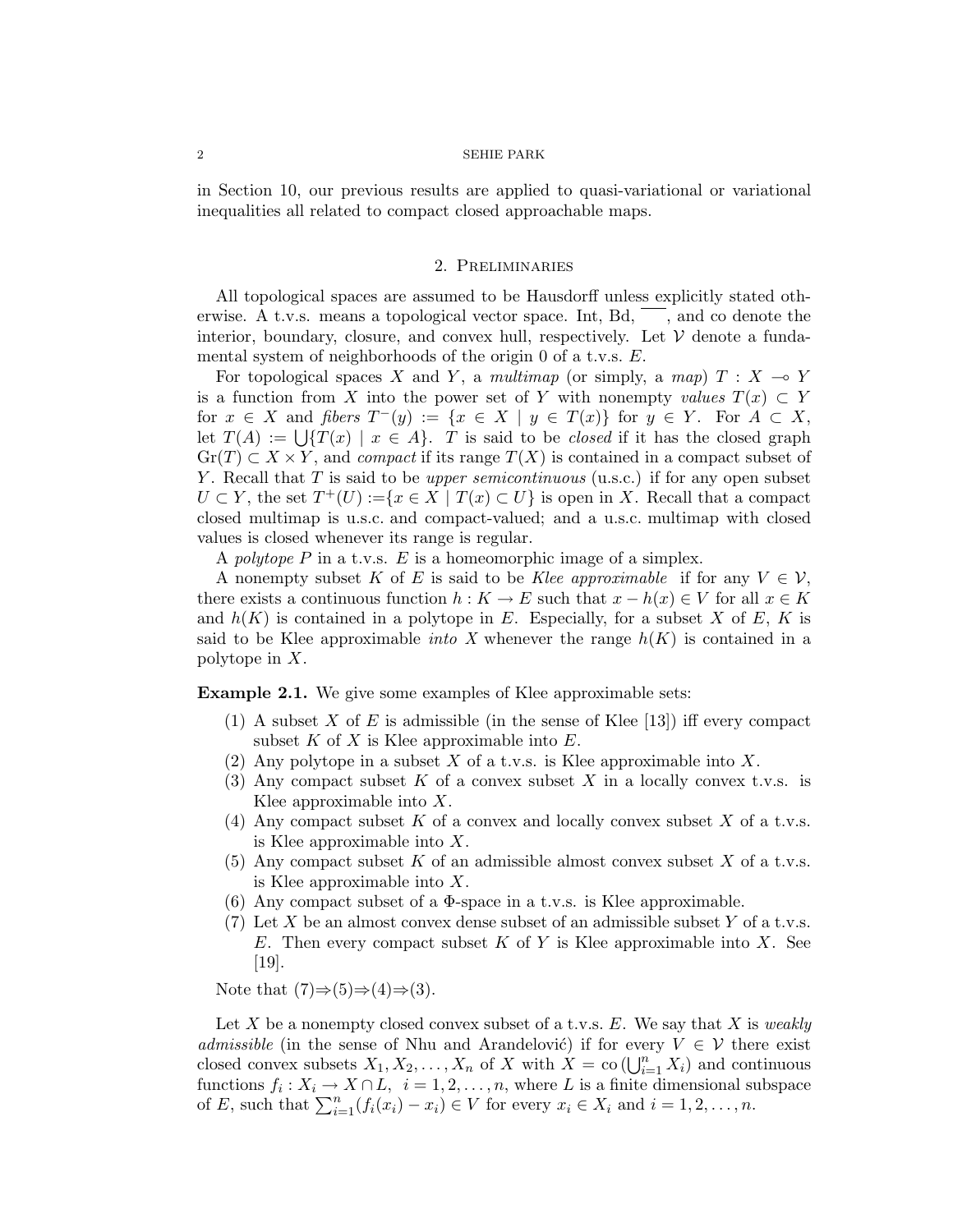in Section 10, our previous results are applied to quasi-variational or variational inequalities all related to compact closed approachable maps.

## 2. Preliminaries

All topological spaces are assumed to be Hausdorff unless explicitly stated otherwise. A t.v.s. means a topological vector space. Int, Bd, $\overline{\phantom{x}}$, and co denote the interior, boundary, closure, and convex hull, respectively. Let $\mathcal{V}$ denote a fundamental system of neighborhoods of the origin 0 of a t.v.s. $E$.

For topological spaces $X$ and $Y$, a *multimap* (or simply, a *map*) $T : X \multimap Y$ is a function from $X$ into the power set of $Y$ with nonempty *values* $T(x) \subset Y$ for $x \in X$ and *fibers* $T^{-}(y) := \{x \in X \mid y \in T(x)\}$ for $y \in Y$. For $A \subset X$, let $T(A) := \bigcup\{T(x) \mid x \in A\}$. $T$ is said to be *closed* if it has the closed graph $\mathrm{Gr}(T) \subset X \times Y$, and *compact* if its range $T(X)$ is contained in a compact subset of $Y$. Recall that $T$ is said to be *upper semicontinuous* (u.s.c.) if for any open subset $U \subset Y$, the set $T^{+}(U) := \{x \in X \mid T(x) \subset U\}$ is open in $X$. Recall that a compact closed multimap is u.s.c. and compact-valued; and a u.s.c. multimap with closed values is closed whenever its range is regular.

A *polytope* $P$ in a t.v.s. $E$ is a homeomorphic image of a simplex.

A nonempty subset $K$ of $E$ is said to be *Klee approximable* if for any $V \in \mathcal{V}$, there exists a continuous function $h : K \to E$ such that $x - h(x) \in V$ for all $x \in K$ and $h(K)$ is contained in a polytope in $E$. Especially, for a subset $X$ of $E$, $K$ is said to be Klee approximable *into* $X$ whenever the range $h(K)$ is contained in a polytope in $X$.

**Example 2.1.** We give some examples of Klee approximable sets:

1. A subset $X$ of $E$ is admissible (in the sense of Klee [13]) iff every compact subset $K$ of $X$ is Klee approximable into $E$.
2. Any polytope in a subset $X$ of a t.v.s. is Klee approximable into $X$.
3. Any compact subset $K$ of a convex subset $X$ in a locally convex t.v.s. is Klee approximable into $X$.
4. Any compact subset $K$ of a convex and locally convex subset $X$ of a t.v.s. is Klee approximable into $X$.
5. Any compact subset $K$ of an admissible almost convex subset $X$ of a t.v.s. is Klee approximable into $X$.
6. Any compact subset of a $\Phi$-space in a t.v.s. is Klee approximable.
7. Let $X$ be an almost convex dense subset of an admissible subset $Y$ of a t.v.s. $E$. Then every compact subset $K$ of $Y$ is Klee approximable into $X$. See [19].

Note that (7)$\Rightarrow$(5)$\Rightarrow$(4)$\Rightarrow$(3).

Let $X$ be a nonempty closed convex subset of a t.v.s. $E$. We say that $X$ is *weakly admissible* (in the sense of Nhu and Arandelović) if for every $V \in \mathcal{V}$ there exist closed convex subsets $X_1, X_2, \ldots, X_n$ of $X$ with $X = \mathrm{co}\,(\bigcup_{i=1}^{n} X_i)$ and continuous functions $f_i : X_i \to X \cap L$, $i = 1, 2, \ldots, n$, where $L$ is a finite dimensional subspace of $E$, such that $\sum_{i=1}^{n}(f_i(x_i) - x_i) \in V$ for every $x_i \in X_i$ and $i = 1, 2, \ldots, n$.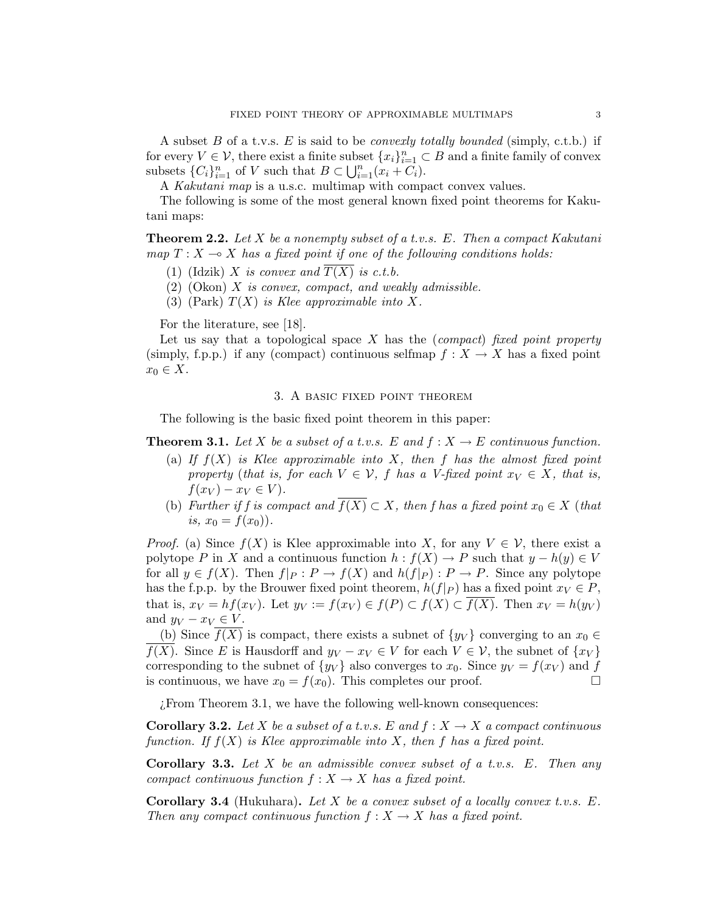A subset $B$ of a t.v.s. $E$ is said to be *convexly totally bounded* (simply, c.t.b.) if for every $V \in \mathcal{V}$, there exist a finite subset $\{x_i\}_{i=1}^n \subset B$ and a finite family of convex subsets $\{C_i\}_{i=1}^n$ of $V$ such that $B \subset \bigcup_{i=1}^n (x_i + C_i)$.

A *Kakutani map* is a u.s.c. multimap with compact convex values.

The following is some of the most general known fixed point theorems for Kakutani maps:

**Theorem 2.2.** *Let $X$ be a nonempty subset of a t.v.s. $E$. Then a compact Kakutani map $T : X \multimap X$ has a fixed point if one of the following conditions holds:*

1. (Idzik) *$X$ is convex and $\overline{T(X)}$ is c.t.b.*
2. (Okon) *$X$ is convex, compact, and weakly admissible.*
3. (Park) *$T(X)$ is Klee approximable into $X$.*

For the literature, see [18].

Let us say that a topological space $X$ has the (*compact*) *fixed point property* (simply, f.p.p.) if any (compact) continuous selfmap $f : X \to X$ has a fixed point $x_0 \in X$.

## 3. A basic fixed point theorem

The following is the basic fixed point theorem in this paper:

**Theorem 3.1.** *Let $X$ be a subset of a t.v.s. $E$ and $f : X \to E$ continuous function.*

(a) *If $f(X)$ is Klee approximable into $X$, then $f$ has the almost fixed point property (that is, for each $V \in \mathcal{V}$, $f$ has a $V$-fixed point $x_V \in X$, that is, $f(x_V) - x_V \in V$).*

(b) *Further if $f$ is compact and $\overline{f(X)} \subset X$, then $f$ has a fixed point $x_0 \in X$ (that is, $x_0 = f(x_0)$).*

*Proof.* (a) Since $f(X)$ is Klee approximable into $X$, for any $V \in \mathcal{V}$, there exist a polytope $P$ in $X$ and a continuous function $h : f(X) \to P$ such that $y - h(y) \in V$ for all $y \in f(X)$. Then $f|_P : P \to f(X)$ and $h(f|_P) : P \to P$. Since any polytope has the f.p.p. by the Brouwer fixed point theorem, $h(f|_P)$ has a fixed point $x_V \in P$, that is, $x_V = hf(x_V)$. Let $y_V := f(x_V) \in f(P) \subset f(X) \subset \overline{f(X)}$. Then $x_V = h(y_V)$ and $y_V - x_V \in V$.

(b) Since $\overline{f(X)}$ is compact, there exists a subnet of $\{y_V\}$ converging to an $x_0 \in \overline{f(X)}$. Since $E$ is Hausdorff and $y_V - x_V \in V$ for each $V \in \mathcal{V}$, the subnet of $\{x_V\}$ corresponding to the subnet of $\{y_V\}$ also converges to $x_0$. Since $y_V = f(x_V)$ and $f$ is continuous, we have $x_0 = f(x_0)$. This completes our proof. $\square$

¿From Theorem 3.1, we have the following well-known consequences:

**Corollary 3.2.** *Let $X$ be a subset of a t.v.s. $E$ and $f : X \to X$ a compact continuous function. If $f(X)$ is Klee approximable into $X$, then $f$ has a fixed point.*

**Corollary 3.3.** *Let $X$ be an admissible convex subset of a t.v.s. $E$. Then any compact continuous function $f : X \to X$ has a fixed point.*

**Corollary 3.4** (Hukuhara)**.** *Let $X$ be a convex subset of a locally convex t.v.s. $E$. Then any compact continuous function $f : X \to X$ has a fixed point.*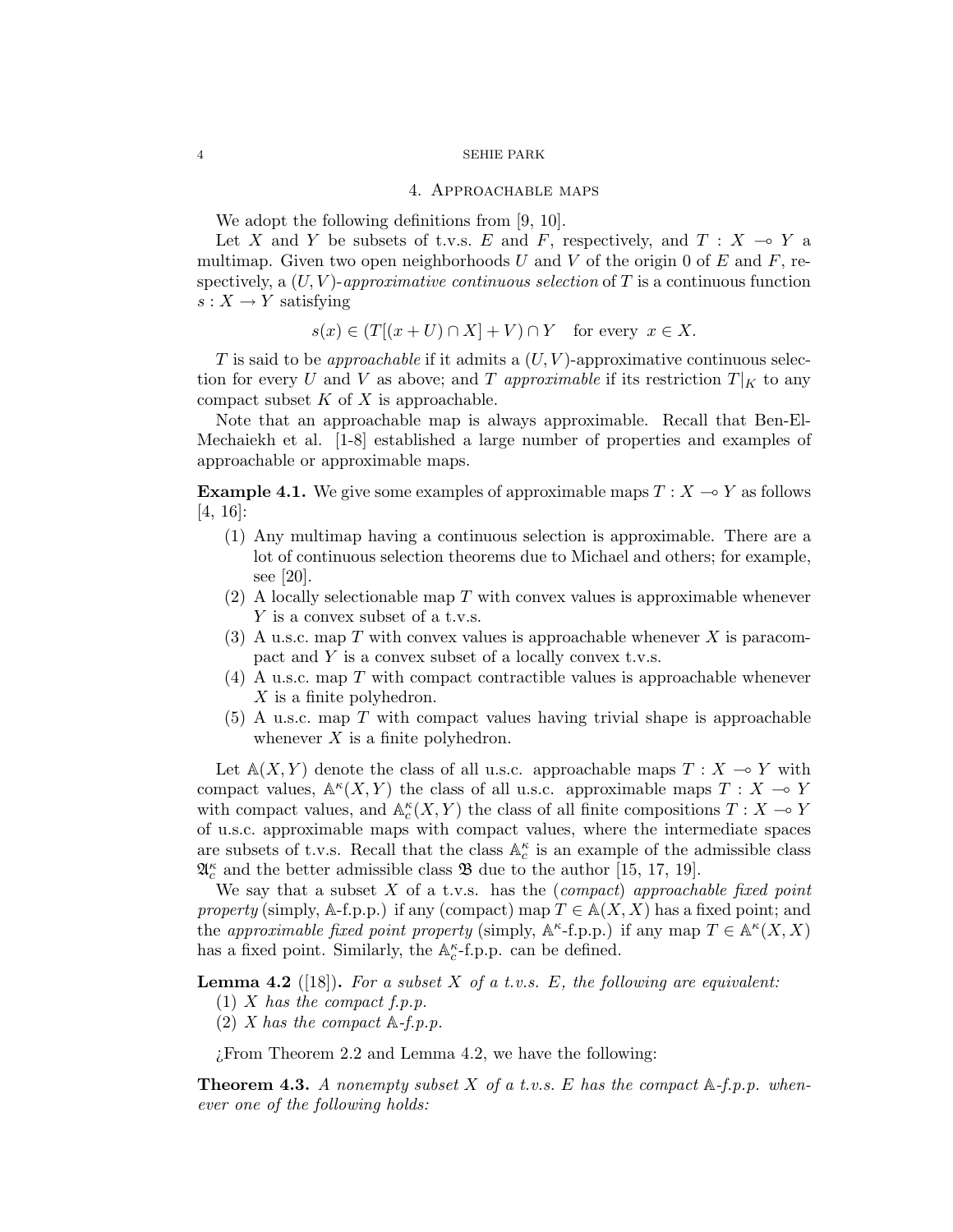## 4. Approachable maps

We adopt the following definitions from [9, 10].

Let $X$ and $Y$ be subsets of t.v.s. $E$ and $F$, respectively, and $T : X \multimap Y$ a multimap. Given two open neighborhoods $U$ and $V$ of the origin 0 of $E$ and $F$, respectively, a $(U, V)$-*approximative continuous selection* of $T$ is a continuous function $s : X \to Y$ satisfying

$$s(x) \in (T[(x + U) \cap X] + V) \cap Y \quad \text{for every } x \in X.$$

$T$ is said to be *approachable* if it admits a $(U, V)$-approximative continuous selection for every $U$ and $V$ as above; and $T$ *approximable* if its restriction $T|_K$ to any compact subset $K$ of $X$ is approachable.

Note that an approachable map is always approximable. Recall that Ben-El-Mechaiekh et al. [1-8] established a large number of properties and examples of approachable or approximable maps.

**Example 4.1.** We give some examples of approximable maps $T : X \multimap Y$ as follows [4, 16]:

1. Any multimap having a continuous selection is approximable. There are a lot of continuous selection theorems due to Michael and others; for example, see [20].
2. A locally selectionable map $T$ with convex values is approximable whenever $Y$ is a convex subset of a t.v.s.
3. A u.s.c. map $T$ with convex values is approachable whenever $X$ is paracompact and $Y$ is a convex subset of a locally convex t.v.s.
4. A u.s.c. map $T$ with compact contractible values is approachable whenever $X$ is a finite polyhedron.
5. A u.s.c. map $T$ with compact values having trivial shape is approachable whenever $X$ is a finite polyhedron.

Let $\mathbb{A}(X, Y)$ denote the class of all u.s.c. approachable maps $T : X \multimap Y$ with compact values, $\mathbb{A}^\kappa(X, Y)$ the class of all u.s.c. approximable maps $T : X \multimap Y$ with compact values, and $\mathbb{A}^\kappa_c(X, Y)$ the class of all finite compositions $T : X \multimap Y$ of u.s.c. approximable maps with compact values, where the intermediate spaces are subsets of t.v.s. Recall that the class $\mathbb{A}^\kappa_c$ is an example of the admissible class $\mathfrak{A}^\kappa_c$ and the better admissible class $\mathfrak{B}$ due to the author [15, 17, 19].

We say that a subset $X$ of a t.v.s. has the (*compact*) *approachable fixed point property* (simply, $\mathbb{A}$-f.p.p.) if any (compact) map $T \in \mathbb{A}(X, X)$ has a fixed point; and the *approximable fixed point property* (simply, $\mathbb{A}^\kappa$-f.p.p.) if any map $T \in \mathbb{A}^\kappa(X, X)$ has a fixed point. Similarly, the $\mathbb{A}^\kappa_c$-f.p.p. can be defined.

**Lemma 4.2** ([18])**.** *For a subset $X$ of a t.v.s. $E$, the following are equivalent:*

(1) *$X$ has the compact f.p.p.*
(2) *$X$ has the compact $\mathbb{A}$-f.p.p.*

¿From Theorem 2.2 and Lemma 4.2, we have the following:

**Theorem 4.3.** *A nonempty subset $X$ of a t.v.s. $E$ has the compact $\mathbb{A}$-f.p.p. whenever one of the following holds:*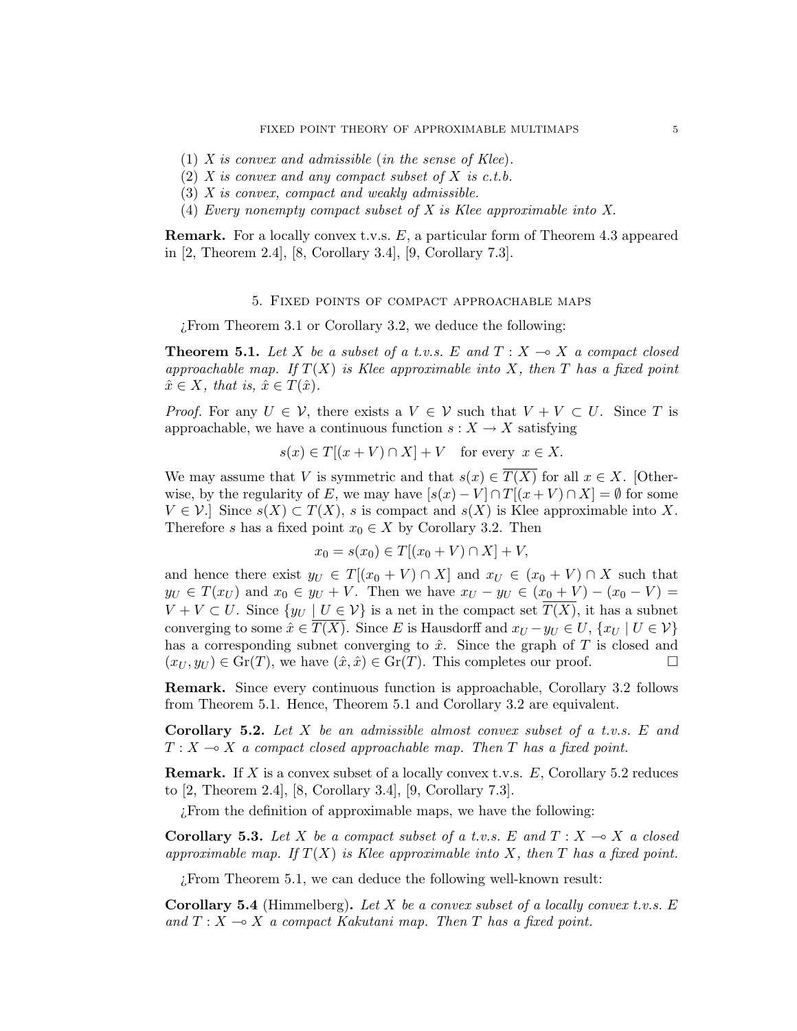(1) *$X$ is convex and admissible* (*in the sense of Klee*).
(2) *$X$ is convex and any compact subset of $X$ is c.t.b.*
(3) *$X$ is convex, compact and weakly admissible.*
(4) *Every nonempty compact subset of $X$ is Klee approximable into $X$.*

**Remark.** For a locally convex t.v.s. $E$, a particular form of Theorem 4.3 appeared in [2, Theorem 2.4], [8, Corollary 3.4], [9, Corollary 7.3].

## 5. Fixed points of compact approachable maps

¿From Theorem 3.1 or Corollary 3.2, we deduce the following:

**Theorem 5.1.** *Let $X$ be a subset of a t.v.s. $E$ and $T : X \multimap X$ a compact closed approachable map. If $T(X)$ is Klee approximable into $X$, then $T$ has a fixed point $\hat{x} \in X$, that is, $\hat{x} \in T(\hat{x})$.*

*Proof.* For any $U \in \mathcal{V}$, there exists a $V \in \mathcal{V}$ such that $V + V \subset U$. Since $T$ is approachable, we have a continuous function $s : X \to X$ satisfying

$$s(x) \in T[(x + V) \cap X] + V \quad \text{for every } x \in X.$$

We may assume that $V$ is symmetric and that $s(x) \in \overline{T(X)}$ for all $x \in X$. [Otherwise, by the regularity of $E$, we may have $[s(x) - V] \cap T[(x + V) \cap X] = \emptyset$ for some $V \in \mathcal{V}$.] Since $s(X) \subset T(X)$, $s$ is compact and $s(X)$ is Klee approximable into $X$. Therefore $s$ has a fixed point $x_0 \in X$ by Corollary 3.2. Then

$$x_0 = s(x_0) \in T[(x_0 + V) \cap X] + V,$$

and hence there exist $y_U \in T[(x_0 + V) \cap X]$ and $x_U \in (x_0 + V) \cap X$ such that $y_U \in T(x_U)$ and $x_0 \in y_U + V$. Then we have $x_U - y_U \in (x_0 + V) - (x_0 - V) = V + V \subset U$. Since $\{y_U \mid U \in \mathcal{V}\}$ is a net in the compact set $\overline{T(X)}$, it has a subnet converging to some $\hat{x} \in \overline{T(X)}$. Since $E$ is Hausdorff and $x_U - y_U \in U$, $\{x_U \mid U \in \mathcal{V}\}$ has a corresponding subnet converging to $\hat{x}$. Since the graph of $T$ is closed and $(x_U, y_U) \in \mathrm{Gr}(T)$, we have $(\hat{x}, \hat{x}) \in \mathrm{Gr}(T)$. This completes our proof. □

**Remark.** Since every continuous function is approachable, Corollary 3.2 follows from Theorem 5.1. Hence, Theorem 5.1 and Corollary 3.2 are equivalent.

**Corollary 5.2.** *Let $X$ be an admissible almost convex subset of a t.v.s. $E$ and $T : X \multimap X$ a compact closed approachable map. Then $T$ has a fixed point.*

**Remark.** If $X$ is a convex subset of a locally convex t.v.s. $E$, Corollary 5.2 reduces to [2, Theorem 2.4], [8, Corollary 3.4], [9, Corollary 7.3].

¿From the definition of approximable maps, we have the following:

**Corollary 5.3.** *Let $X$ be a compact subset of a t.v.s. $E$ and $T : X \multimap X$ a closed approximable map. If $T(X)$ is Klee approximable into $X$, then $T$ has a fixed point.*

¿From Theorem 5.1, we can deduce the following well-known result:

**Corollary 5.4** (Himmelberg)**.** *Let $X$ be a convex subset of a locally convex t.v.s. $E$ and $T : X \multimap X$ a compact Kakutani map. Then $T$ has a fixed point.*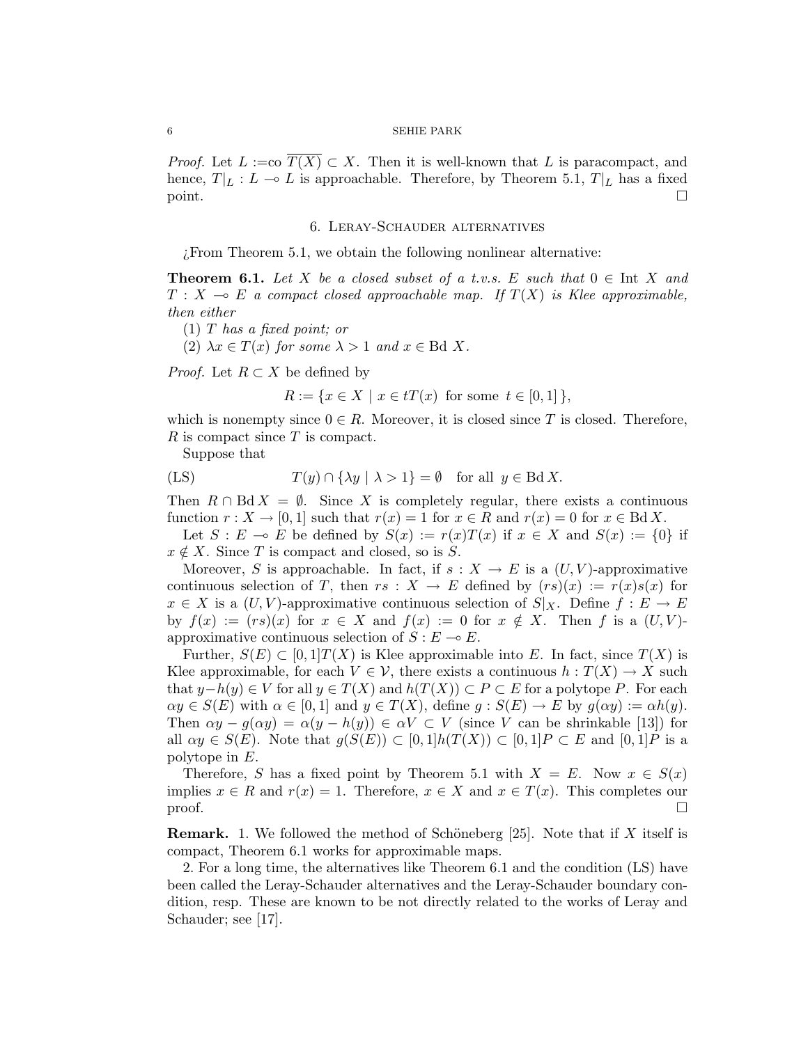*Proof.* Let $L := \text{co}\ \overline{T(X)} \subset X$. Then it is well-known that $L$ is paracompact, and hence, $T|_L : L \multimap L$ is approachable. Therefore, by Theorem 5.1, $T|_L$ has a fixed point. $\square$

## 6. Leray-Schauder alternatives

¿From Theorem 5.1, we obtain the following nonlinear alternative:

**Theorem 6.1.** *Let $X$ be a closed subset of a t.v.s. $E$ such that $0 \in \text{Int } X$ and $T : X \multimap E$ a compact closed approachable map. If $T(X)$ is Klee approximable, then either*

*(1) $T$ has a fixed point; or*

*(2) $\lambda x \in T(x)$ for some $\lambda > 1$ and $x \in \text{Bd } X$.*

*Proof.* Let $R \subset X$ be defined by

$$R := \{x \in X \mid x \in tT(x) \text{ for some } t \in [0,1]\},$$

which is nonempty since $0 \in R$. Moreover, it is closed since $T$ is closed. Therefore, $R$ is compact since $T$ is compact.

Suppose that

$$\text{(LS)} \qquad T(y) \cap \{\lambda y \mid \lambda > 1\} = \emptyset \quad \text{for all } y \in \text{Bd}\, X.$$

Then $R \cap \text{Bd}\, X = \emptyset$. Since $X$ is completely regular, there exists a continuous function $r : X \to [0,1]$ such that $r(x) = 1$ for $x \in R$ and $r(x) = 0$ for $x \in \text{Bd}\, X$.

Let $S : E \multimap E$ be defined by $S(x) := r(x)T(x)$ if $x \in X$ and $S(x) := \{0\}$ if $x \notin X$. Since $T$ is compact and closed, so is $S$.

Moreover, $S$ is approachable. In fact, if $s : X \to E$ is a $(U,V)$-approximative continuous selection of $T$, then $rs : X \to E$ defined by $(rs)(x) := r(x)s(x)$ for $x \in X$ is a $(U,V)$-approximative continuous selection of $S|_X$. Define $f : E \to E$ by $f(x) := (rs)(x)$ for $x \in X$ and $f(x) := 0$ for $x \notin X$. Then $f$ is a $(U,V)$-approximative continuous selection of $S : E \multimap E$.

Further, $S(E) \subset [0,1]T(X)$ is Klee approximable into $E$. In fact, since $T(X)$ is Klee approximable, for each $V \in \mathcal{V}$, there exists a continuous $h : T(X) \to X$ such that $y - h(y) \in V$ for all $y \in T(X)$ and $h(T(X)) \subset P \subset E$ for a polytope $P$. For each $\alpha y \in S(E)$ with $\alpha \in [0,1]$ and $y \in T(X)$, define $g : S(E) \to E$ by $g(\alpha y) := \alpha h(y)$. Then $\alpha y - g(\alpha y) = \alpha(y - h(y)) \in \alpha V \subset V$ (since $V$ can be shrinkable [13]) for all $\alpha y \in S(E)$. Note that $g(S(E)) \subset [0,1]h(T(X)) \subset [0,1]P \subset E$ and $[0,1]P$ is a polytope in $E$.

Therefore, $S$ has a fixed point by Theorem 5.1 with $X = E$. Now $x \in S(x)$ implies $x \in R$ and $r(x) = 1$. Therefore, $x \in X$ and $x \in T(x)$. This completes our proof. $\square$

**Remark.** 1. We followed the method of Schöneberg [25]. Note that if $X$ itself is compact, Theorem 6.1 works for approximable maps.

2. For a long time, the alternatives like Theorem 6.1 and the condition (LS) have been called the Leray-Schauder alternatives and the Leray-Schauder boundary condition, resp. These are known to be not directly related to the works of Leray and Schauder; see [17].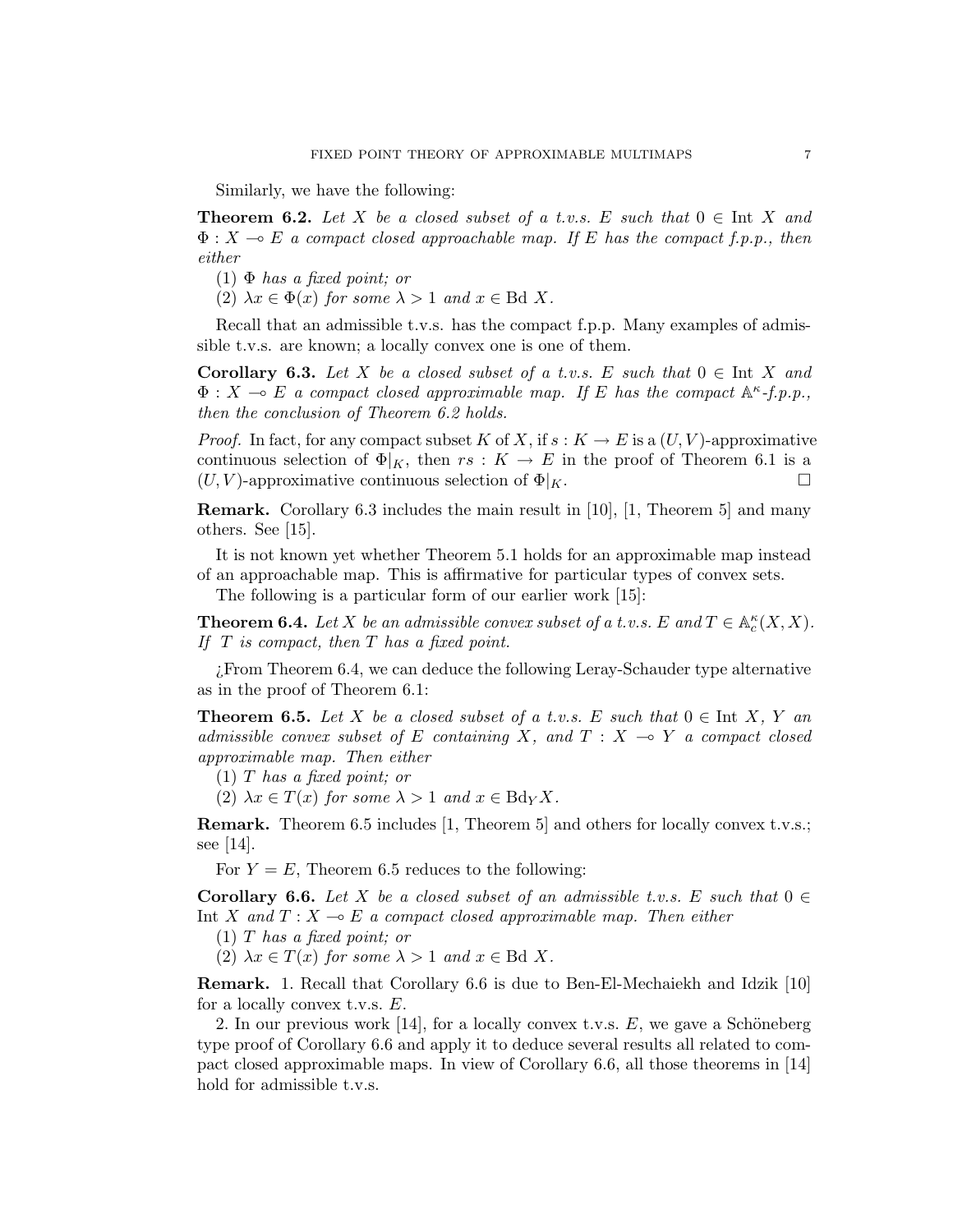Similarly, we have the following:

**Theorem 6.2.** *Let $X$ be a closed subset of a t.v.s. $E$ such that $0 \in \operatorname{Int} X$ and $\Phi : X \multimap E$ a compact closed approachable map. If $E$ has the compact f.p.p., then either*

(1) *$\Phi$ has a fixed point; or*

(2) *$\lambda x \in \Phi(x)$ for some $\lambda > 1$ and $x \in \operatorname{Bd} X$.*

Recall that an admissible t.v.s. has the compact f.p.p. Many examples of admissible t.v.s. are known; a locally convex one is one of them.

**Corollary 6.3.** *Let $X$ be a closed subset of a t.v.s. $E$ such that $0 \in \operatorname{Int} X$ and $\Phi : X \multimap E$ a compact closed approximable map. If $E$ has the compact $\mathbb{A}^\kappa$-f.p.p., then the conclusion of Theorem 6.2 holds.*

*Proof.* In fact, for any compact subset $K$ of $X$, if $s : K \to E$ is a $(U, V)$-approximative continuous selection of $\Phi|_K$, then $rs : K \to E$ in the proof of Theorem 6.1 is a $(U, V)$-approximative continuous selection of $\Phi|_K$. $\square$

**Remark.** Corollary 6.3 includes the main result in [10], [1, Theorem 5] and many others. See [15].

It is not known yet whether Theorem 5.1 holds for an approximable map instead of an approachable map. This is affirmative for particular types of convex sets.

The following is a particular form of our earlier work [15]:

**Theorem 6.4.** *Let $X$ be an admissible convex subset of a t.v.s. $E$ and $T \in \mathbb{A}_c^\kappa(X, X)$. If $T$ is compact, then $T$ has a fixed point.*

¿From Theorem 6.4, we can deduce the following Leray-Schauder type alternative as in the proof of Theorem 6.1:

**Theorem 6.5.** *Let $X$ be a closed subset of a t.v.s. $E$ such that $0 \in \operatorname{Int} X$, $Y$ an admissible convex subset of $E$ containing $X$, and $T : X \multimap Y$ a compact closed approximable map. Then either*

(1) *$T$ has a fixed point; or*

(2) *$\lambda x \in T(x)$ for some $\lambda > 1$ and $x \in \operatorname{Bd}_Y X$.*

**Remark.** Theorem 6.5 includes [1, Theorem 5] and others for locally convex t.v.s.; see [14].

For $Y = E$, Theorem 6.5 reduces to the following:

**Corollary 6.6.** *Let $X$ be a closed subset of an admissible t.v.s. $E$ such that $0 \in \operatorname{Int} X$ and $T : X \multimap E$ a compact closed approximable map. Then either*

(1) *$T$ has a fixed point; or*

(2) *$\lambda x \in T(x)$ for some $\lambda > 1$ and $x \in \operatorname{Bd} X$.*

**Remark.** 1. Recall that Corollary 6.6 is due to Ben-El-Mechaiekh and Idzik [10] for a locally convex t.v.s. $E$.

2. In our previous work [14], for a locally convex t.v.s. $E$, we gave a Schöneberg type proof of Corollary 6.6 and apply it to deduce several results all related to compact closed approximable maps. In view of Corollary 6.6, all those theorems in [14] hold for admissible t.v.s.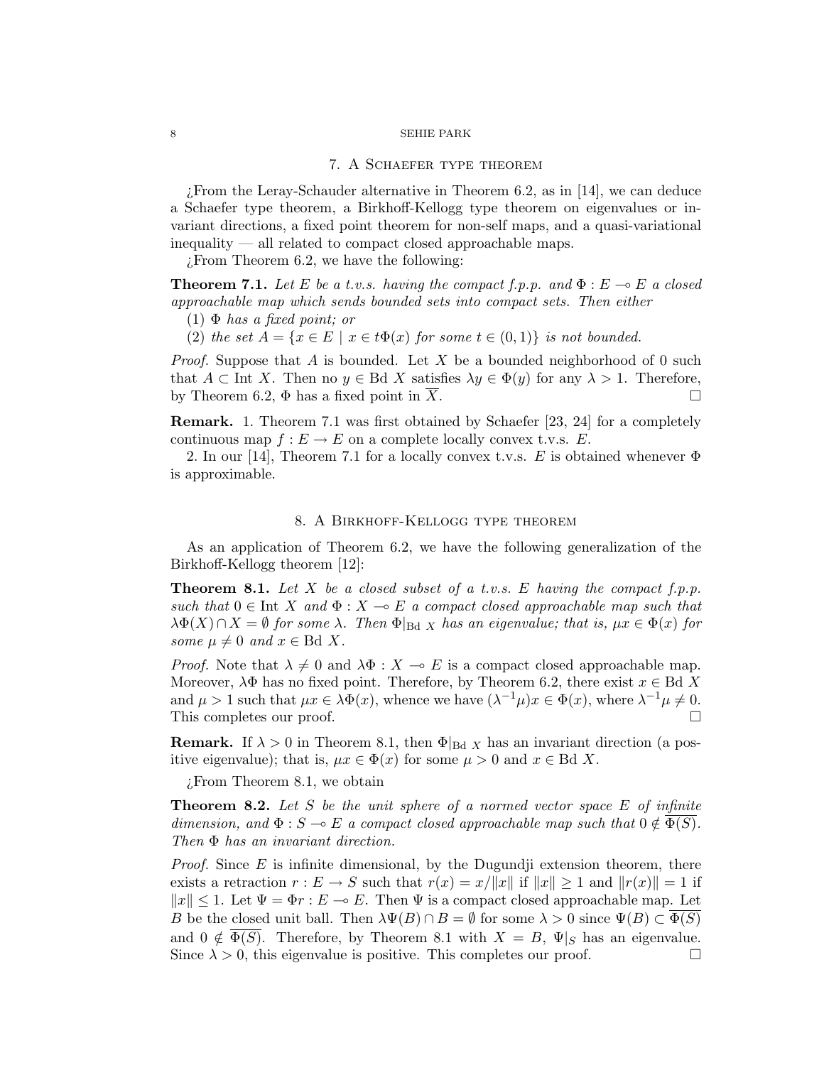## 7. A Schaefer type theorem

¿From the Leray-Schauder alternative in Theorem 6.2, as in [14], we can deduce a Schaefer type theorem, a Birkhoff-Kellogg type theorem on eigenvalues or invariant directions, a fixed point theorem for non-self maps, and a quasi-variational inequality — all related to compact closed approachable maps.

¿From Theorem 6.2, we have the following:

**Theorem 7.1.** *Let $E$ be a t.v.s. having the compact f.p.p. and $\Phi : E \multimap E$ a closed approachable map which sends bounded sets into compact sets. Then either*

*(1) $\Phi$ has a fixed point; or*

*(2) the set $A = \{x \in E \mid x \in t\Phi(x) \text{ for some } t \in (0,1)\}$ is not bounded.*

*Proof.* Suppose that $A$ is bounded. Let $X$ be a bounded neighborhood of 0 such that $A \subset \text{Int } X$. Then no $y \in \text{Bd } X$ satisfies $\lambda y \in \Phi(y)$ for any $\lambda > 1$. Therefore, by Theorem 6.2, $\Phi$ has a fixed point in $\overline{X}$. □

**Remark.** 1. Theorem 7.1 was first obtained by Schaefer [23, 24] for a completely continuous map $f : E \to E$ on a complete locally convex t.v.s. $E$.

2. In our [14], Theorem 7.1 for a locally convex t.v.s. $E$ is obtained whenever $\Phi$ is approximable.

## 8. A Birkhoff-Kellogg type theorem

As an application of Theorem 6.2, we have the following generalization of the Birkhoff-Kellogg theorem [12]:

**Theorem 8.1.** *Let $X$ be a closed subset of a t.v.s. $E$ having the compact f.p.p. such that $0 \in \text{Int } X$ and $\Phi : X \multimap E$ a compact closed approachable map such that $\lambda\Phi(X) \cap X = \emptyset$ for some $\lambda$. Then $\Phi|_{\text{Bd } X}$ has an eigenvalue; that is, $\mu x \in \Phi(x)$ for some $\mu \neq 0$ and $x \in \text{Bd } X$.*

*Proof.* Note that $\lambda \neq 0$ and $\lambda\Phi : X \multimap E$ is a compact closed approachable map. Moreover, $\lambda\Phi$ has no fixed point. Therefore, by Theorem 6.2, there exist $x \in \text{Bd } X$ and $\mu > 1$ such that $\mu x \in \lambda\Phi(x)$, whence we have $(\lambda^{-1}\mu)x \in \Phi(x)$, where $\lambda^{-1}\mu \neq 0$. This completes our proof. □

**Remark.** If $\lambda > 0$ in Theorem 8.1, then $\Phi|_{\text{Bd } X}$ has an invariant direction (a positive eigenvalue); that is, $\mu x \in \Phi(x)$ for some $\mu > 0$ and $x \in \text{Bd } X$.

¿From Theorem 8.1, we obtain

**Theorem 8.2.** *Let $S$ be the unit sphere of a normed vector space $E$ of infinite dimension, and $\Phi : S \multimap E$ a compact closed approachable map such that $0 \notin \overline{\Phi(S)}$. Then $\Phi$ has an invariant direction.*

*Proof.* Since $E$ is infinite dimensional, by the Dugundji extension theorem, there exists a retraction $r : E \to S$ such that $r(x) = x/\|x\|$ if $\|x\| \geq 1$ and $\|r(x)\| = 1$ if $\|x\| \leq 1$. Let $\Psi = \Phi r : E \multimap E$. Then $\Psi$ is a compact closed approachable map. Let $B$ be the closed unit ball. Then $\lambda\Psi(B) \cap B = \emptyset$ for some $\lambda > 0$ since $\Psi(B) \subset \overline{\Phi(S)}$ and $0 \notin \overline{\Phi(S)}$. Therefore, by Theorem 8.1 with $X = B$, $\Psi|_S$ has an eigenvalue. Since $\lambda > 0$, this eigenvalue is positive. This completes our proof. □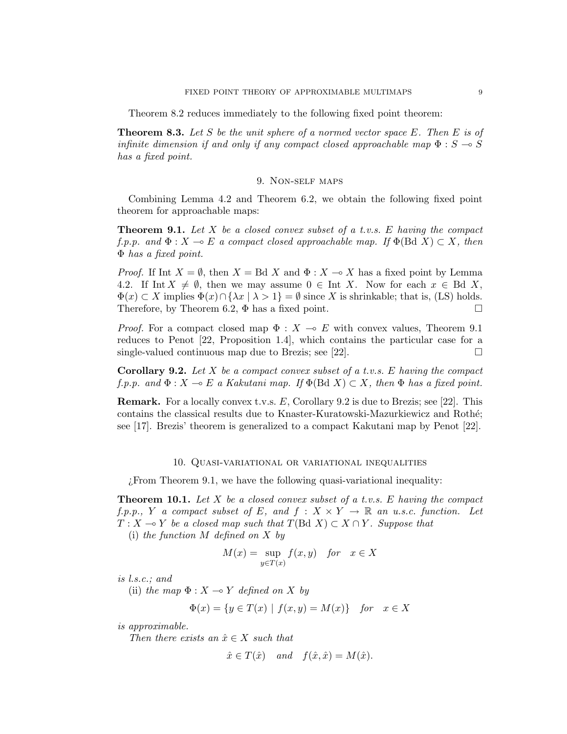Theorem 8.2 reduces immediately to the following fixed point theorem:

**Theorem 8.3.** *Let $S$ be the unit sphere of a normed vector space $E$. Then $E$ is of infinite dimension if and only if any compact closed approachable map $\Phi : S \multimap S$ has a fixed point.*

## 9. Non-self maps

Combining Lemma 4.2 and Theorem 6.2, we obtain the following fixed point theorem for approachable maps:

**Theorem 9.1.** *Let $X$ be a closed convex subset of a t.v.s. $E$ having the compact f.p.p. and $\Phi : X \multimap E$ a compact closed approachable map. If $\Phi(\text{Bd } X) \subset X$, then $\Phi$ has a fixed point.*

*Proof.* If Int $X = \emptyset$, then $X = \text{Bd } X$ and $\Phi : X \multimap X$ has a fixed point by Lemma 4.2. If $\text{Int}\, X \neq \emptyset$, then we may assume $0 \in \text{Int } X$. Now for each $x \in \text{Bd } X$, $\Phi(x) \subset X$ implies $\Phi(x) \cap \{\lambda x \mid \lambda > 1\} = \emptyset$ since $X$ is shrinkable; that is, (LS) holds. Therefore, by Theorem 6.2, $\Phi$ has a fixed point. □

*Proof.* For a compact closed map $\Phi : X \multimap E$ with convex values, Theorem 9.1 reduces to Penot [22, Proposition 1.4], which contains the particular case for a single-valued continuous map due to Brezis; see [22]. □

**Corollary 9.2.** *Let $X$ be a compact convex subset of a t.v.s. $E$ having the compact f.p.p. and $\Phi : X \multimap E$ a Kakutani map. If $\Phi(\text{Bd } X) \subset X$, then $\Phi$ has a fixed point.*

**Remark.** For a locally convex t.v.s. $E$, Corollary 9.2 is due to Brezis; see [22]. This contains the classical results due to Knaster-Kuratowski-Mazurkiewicz and Rothé; see [17]. Brezis' theorem is generalized to a compact Kakutani map by Penot [22].

## 10. Quasi-variational or variational inequalities

¿From Theorem 9.1, we have the following quasi-variational inequality:

**Theorem 10.1.** *Let $X$ be a closed convex subset of a t.v.s. $E$ having the compact f.p.p., $Y$ a compact subset of $E$, and $f : X \times Y \to \mathbb{R}$ an u.s.c. function. Let $T : X \multimap Y$ be a closed map such that $T(\text{Bd } X) \subset X \cap Y$. Suppose that*

(i) *the function $M$ defined on $X$ by*

$$M(x) = \sup_{y \in T(x)} f(x, y) \quad \text{for} \quad x \in X$$

*is l.s.c.; and*

(ii) *the map $\Phi : X \multimap Y$ defined on $X$ by*

$$\Phi(x) = \{y \in T(x) \mid f(x, y) = M(x)\} \quad \text{for} \quad x \in X$$

*is approximable.*

*Then there exists an $\hat{x} \in X$ such that*

$$\hat{x} \in T(\hat{x}) \quad \text{and} \quad f(\hat{x}, \hat{x}) = M(\hat{x}).$$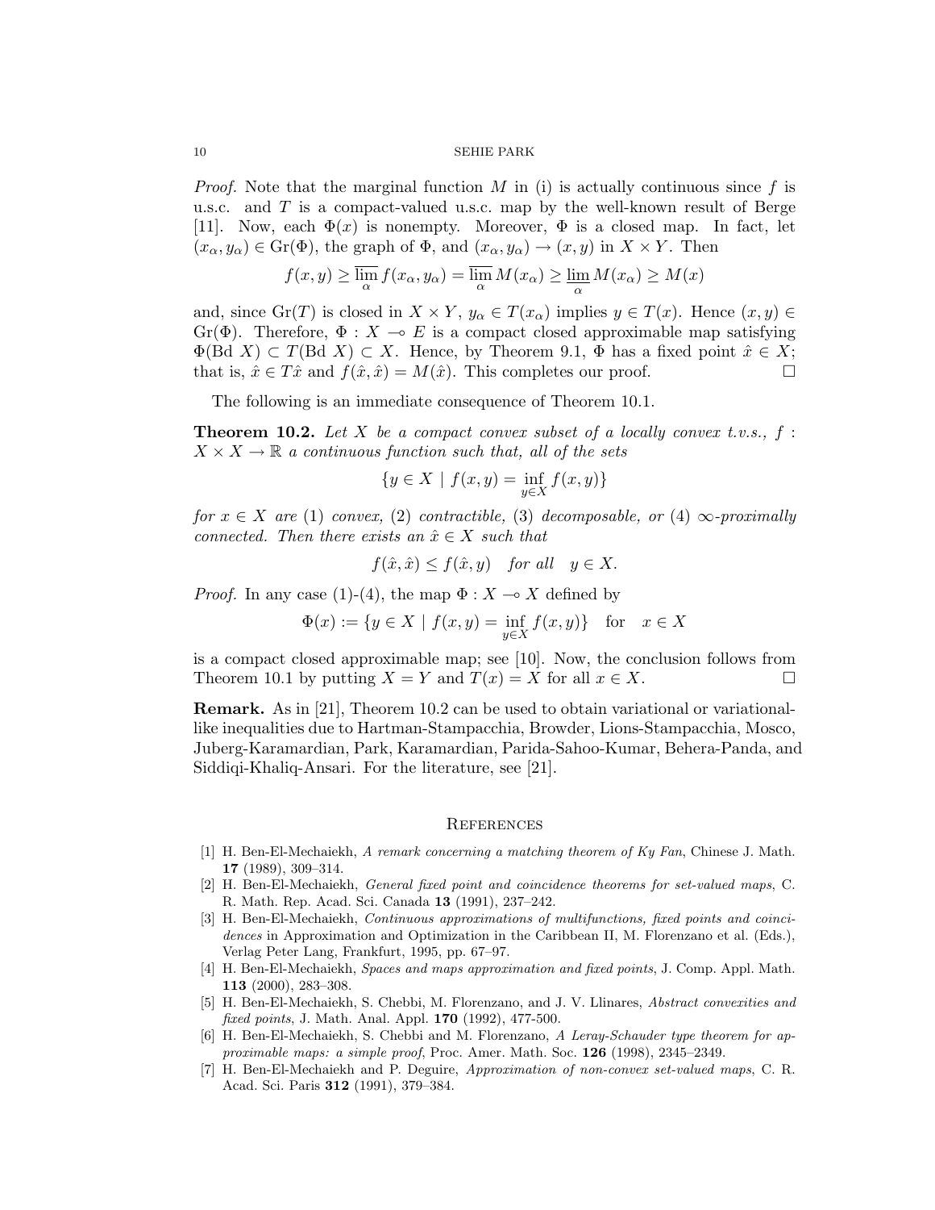*Proof.* Note that the marginal function $M$ in (i) is actually continuous since $f$ is u.s.c. and $T$ is a compact-valued u.s.c. map by the well-known result of Berge [11]. Now, each $\Phi(x)$ is nonempty. Moreover, $\Phi$ is a closed map. In fact, let $(x_\alpha, y_\alpha) \in \mathrm{Gr}(\Phi)$, the graph of $\Phi$, and $(x_\alpha, y_\alpha) \to (x, y)$ in $X \times Y$. Then

$$f(x, y) \geq \overline{\lim_{\alpha}} f(x_\alpha, y_\alpha) = \overline{\lim_{\alpha}} M(x_\alpha) \geq \underline{\lim_{\alpha}} M(x_\alpha) \geq M(x)$$

and, since $\mathrm{Gr}(T)$ is closed in $X \times Y$, $y_\alpha \in T(x_\alpha)$ implies $y \in T(x)$. Hence $(x, y) \in \mathrm{Gr}(\Phi)$. Therefore, $\Phi : X \multimap E$ is a compact closed approximable map satisfying $\Phi(\mathrm{Bd}\ X) \subset T(\mathrm{Bd}\ X) \subset X$. Hence, by Theorem 9.1, $\Phi$ has a fixed point $\hat{x} \in X$; that is, $\hat{x} \in T\hat{x}$ and $f(\hat{x}, \hat{x}) = M(\hat{x})$. This completes our proof. □

The following is an immediate consequence of Theorem 10.1.

**Theorem 10.2.** *Let $X$ be a compact convex subset of a locally convex t.v.s., $f : X \times X \to \mathbb{R}$ a continuous function such that, all of the sets*

$$\{y \in X \mid f(x, y) = \inf_{y \in X} f(x, y)\}$$

*for $x \in X$ are* (1) *convex,* (2) *contractible,* (3) *decomposable, or* (4) *$\infty$-proximally connected. Then there exists an $\hat{x} \in X$ such that*

$$f(\hat{x}, \hat{x}) \leq f(\hat{x}, y) \quad \textit{for all} \quad y \in X.$$

*Proof.* In any case (1)-(4), the map $\Phi : X \multimap X$ defined by

$$\Phi(x) := \{y \in X \mid f(x, y) = \inf_{y \in X} f(x, y)\} \quad \text{for} \quad x \in X$$

is a compact closed approximable map; see [10]. Now, the conclusion follows from Theorem 10.1 by putting $X = Y$ and $T(x) = X$ for all $x \in X$. □

**Remark.** As in [21], Theorem 10.2 can be used to obtain variational or variational-like inequalities due to Hartman-Stampacchia, Browder, Lions-Stampacchia, Mosco, Juberg-Karamardian, Park, Karamardian, Parida-Sahoo-Kumar, Behera-Panda, and Siddiqi-Khaliq-Ansari. For the literature, see [21].

## References

[1] H. Ben-El-Mechaiekh, *A remark concerning a matching theorem of Ky Fan*, Chinese J. Math. **17** (1989), 309–314.

[2] H. Ben-El-Mechaiekh, *General fixed point and coincidence theorems for set-valued maps*, C. R. Math. Rep. Acad. Sci. Canada **13** (1991), 237–242.

[3] H. Ben-El-Mechaiekh, *Continuous approximations of multifunctions, fixed points and coincidences* in Approximation and Optimization in the Caribbean II, M. Florenzano et al. (Eds.), Verlag Peter Lang, Frankfurt, 1995, pp. 67–97.

[4] H. Ben-El-Mechaiekh, *Spaces and maps approximation and fixed points*, J. Comp. Appl. Math. **113** (2000), 283–308.

[5] H. Ben-El-Mechaiekh, S. Chebbi, M. Florenzano, and J. V. Llinares, *Abstract convexities and fixed points*, J. Math. Anal. Appl. **170** (1992), 477-500.

[6] H. Ben-El-Mechaiekh, S. Chebbi and M. Florenzano, *A Leray-Schauder type theorem for approximable maps: a simple proof*, Proc. Amer. Math. Soc. **126** (1998), 2345–2349.

[7] H. Ben-El-Mechaiekh and P. Deguire, *Approximation of non-convex set-valued maps*, C. R. Acad. Sci. Paris **312** (1991), 379–384.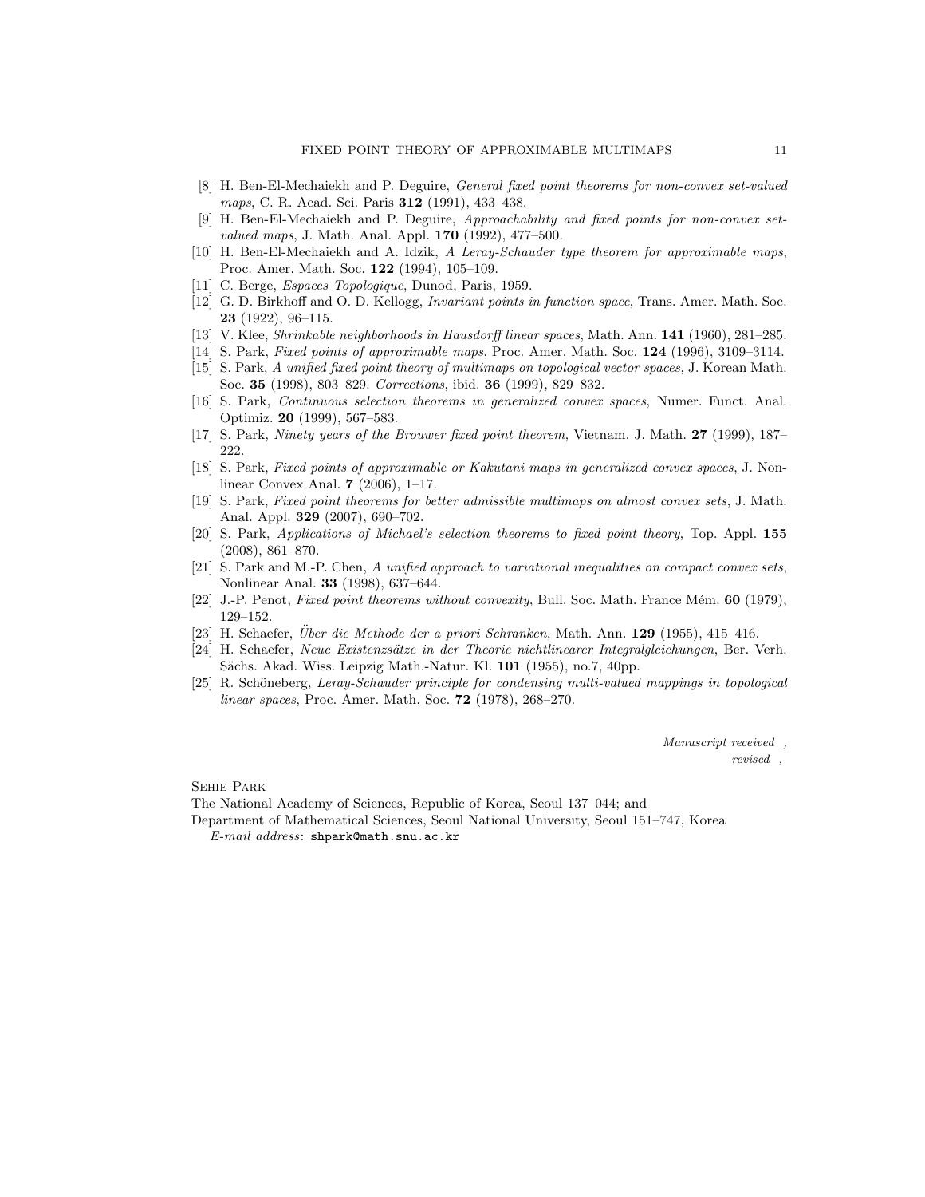[8] H. Ben-El-Mechaiekh and P. Deguire, *General fixed point theorems for non-convex set-valued maps*, C. R. Acad. Sci. Paris **312** (1991), 433–438.

[9] H. Ben-El-Mechaiekh and P. Deguire, *Approachability and fixed points for non-convex set-valued maps*, J. Math. Anal. Appl. **170** (1992), 477–500.

[10] H. Ben-El-Mechaiekh and A. Idzik, *A Leray-Schauder type theorem for approximable maps*, Proc. Amer. Math. Soc. **122** (1994), 105–109.

[11] C. Berge, *Espaces Topologique*, Dunod, Paris, 1959.

[12] G. D. Birkhoff and O. D. Kellogg, *Invariant points in function space*, Trans. Amer. Math. Soc. **23** (1922), 96–115.

[13] V. Klee, *Shrinkable neighborhoods in Hausdorff linear spaces*, Math. Ann. **141** (1960), 281–285.

[14] S. Park, *Fixed points of approximable maps*, Proc. Amer. Math. Soc. **124** (1996), 3109–3114.

[15] S. Park, *A unified fixed point theory of multimaps on topological vector spaces*, J. Korean Math. Soc. **35** (1998), 803–829. *Corrections*, ibid. **36** (1999), 829–832.

[16] S. Park, *Continuous selection theorems in generalized convex spaces*, Numer. Funct. Anal. Optimiz. **20** (1999), 567–583.

[17] S. Park, *Ninety years of the Brouwer fixed point theorem*, Vietnam. J. Math. **27** (1999), 187–222.

[18] S. Park, *Fixed points of approximable or Kakutani maps in generalized convex spaces*, J. Nonlinear Convex Anal. **7** (2006), 1–17.

[19] S. Park, *Fixed point theorems for better admissible multimaps on almost convex sets*, J. Math. Anal. Appl. **329** (2007), 690–702.

[20] S. Park, *Applications of Michael's selection theorems to fixed point theory*, Top. Appl. **155** (2008), 861–870.

[21] S. Park and M.-P. Chen, *A unified approach to variational inequalities on compact convex sets*, Nonlinear Anal. **33** (1998), 637–644.

[22] J.-P. Penot, *Fixed point theorems without convexity*, Bull. Soc. Math. France Mém. **60** (1979), 129–152.

[23] H. Schaefer, *Über die Methode der a priori Schranken*, Math. Ann. **129** (1955), 415–416.

[24] H. Schaefer, *Neue Existenzsätze in der Theorie nichtlinearer Integralgleichungen*, Ber. Verh. Sächs. Akad. Wiss. Leipzig Math.-Natur. Kl. **101** (1955), no.7, 40pp.

[25] R. Schöneberg, *Leray-Schauder principle for condensing multi-valued mappings in topological linear spaces*, Proc. Amer. Math. Soc. **72** (1978), 268–270.

*Manuscript received* ,
*revised* ,

Sehie Park

The National Academy of Sciences, Republic of Korea, Seoul 137–044; and
Department of Mathematical Sciences, Seoul National University, Seoul 151–747, Korea

*E-mail address*: shpark@math.snu.ac.kr